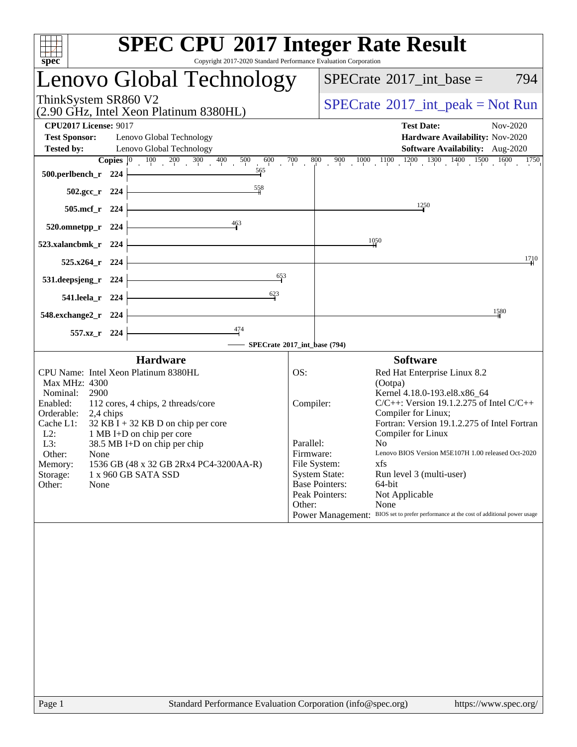# SPEC CPU 2017 Integer Rate Result

Copyright 2017-2020 Standard Performance Evaluation Corporation

## Lenovo Global Technology

ThinkSystem SR860 V2
(2.90 GHz, Intel Xeon Platinum 8380HL)

SPECrate 2017_int_base = 794

SPECrate 2017_int_peak = Not Run

**CPU2017 License:** 9017
**Test Sponsor:** Lenovo Global Technology
**Tested by:** Lenovo Global Technology

**Test Date:** Nov-2020
**Hardware Availability:** Nov-2020
**Software Availability:** Aug-2020

| Benchmark | Copies | SPECrate 2017_int_base |
|---|---|---|
| 500.perlbench_r | 224 | 565 |
| 502.gcc_r | 224 | 558 |
| 505.mcf_r | 224 | 1250 |
| 520.omnetpp_r | 224 | 463 |
| 523.xalancbmk_r | 224 | 1050 |
| 525.x264_r | 224 | 1710 |
| 531.deepsjeng_r | 224 | 653 |
| 541.leela_r | 224 | 623 |
| 548.exchange2_r | 224 | 1580 |
| 557.xz_r | 224 | 474 |

SPECrate 2017_int_base (794)

### Hardware

| | |
|---|---|
| CPU Name: | Intel Xeon Platinum 8380HL |
| Max MHz: | 4300 |
| Nominal: | 2900 |
| Enabled: | 112 cores, 4 chips, 2 threads/core |
| Orderable: | 2,4 chips |
| Cache L1: | 32 KB I + 32 KB D on chip per core |
| L2: | 1 MB I+D on chip per core |
| L3: | 38.5 MB I+D on chip per chip |
| Other: | None |
| Memory: | 1536 GB (48 x 32 GB 2Rx4 PC4-3200AA-R) |
| Storage: | 1 x 960 GB SATA SSD |
| Other: | None |

### Software

| | |
|---|---|
| OS: | Red Hat Enterprise Linux 8.2 (Ootpa) Kernel 4.18.0-193.el8.x86_64 |
| Compiler: | C/C++: Version 19.1.2.275 of Intel C/C++ Compiler for Linux; Fortran: Version 19.1.2.275 of Intel Fortran Compiler for Linux |
| Parallel: | No |
| Firmware: | Lenovo BIOS Version M5E107H 1.00 released Oct-2020 |
| File System: | xfs |
| System State: | Run level 3 (multi-user) |
| Base Pointers: | 64-bit |
| Peak Pointers: | Not Applicable |
| Other: | None |
| Power Management: | BIOS set to prefer performance at the cost of additional power usage |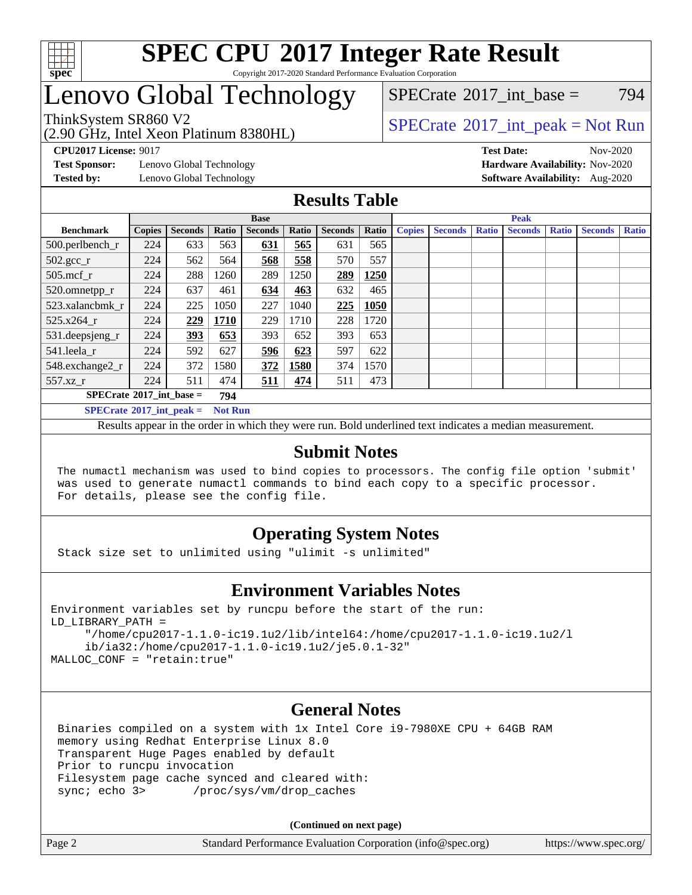# SPEC CPU 2017 Integer Rate Result

Copyright 2017-2020 Standard Performance Evaluation Corporation

## Lenovo Global Technology

ThinkSystem SR860 V2
(2.90 GHz, Intel Xeon Platinum 8380HL)

SPECrate 2017_int_base = 794

SPECrate 2017_int_peak = Not Run

**CPU2017 License:** 9017
**Test Sponsor:** Lenovo Global Technology
**Tested by:** Lenovo Global Technology

**Test Date:** Nov-2020
**Hardware Availability:** Nov-2020
**Software Availability:** Aug-2020

## Results Table

| Benchmark | Base | | | | | | | Peak | | | | | | |
|---|---|---|---|---|---|---|---|---|---|---|---|---|---|---|
| | Copies | Seconds | Ratio | Seconds | Ratio | Seconds | Ratio | Copies | Seconds | Ratio | Seconds | Ratio | Seconds | Ratio |
| 500.perlbench_r | 224 | 633 | 563 | **631** | **565** | 631 | 565 | | | | | | | |
| 502.gcc_r | 224 | 562 | 564 | **568** | **558** | 570 | 557 | | | | | | | |
| 505.mcf_r | 224 | 288 | 1260 | 289 | 1250 | **289** | **1250** | | | | | | | |
| 520.omnetpp_r | 224 | 637 | 461 | **634** | **463** | 632 | 465 | | | | | | | |
| 523.xalancbmk_r | 224 | 225 | 1050 | 227 | 1040 | **225** | **1050** | | | | | | | |
| 525.x264_r | 224 | **229** | **1710** | 229 | 1710 | 228 | 1720 | | | | | | | |
| 531.deepsjeng_r | 224 | **393** | **653** | 393 | 652 | 393 | 653 | | | | | | | |
| 541.leela_r | 224 | 592 | 627 | **596** | **623** | 597 | 622 | | | | | | | |
| 548.exchange2_r | 224 | 372 | 1580 | **372** | **1580** | 374 | 1570 | | | | | | | |
| 557.xz_r | 224 | 511 | 474 | **511** | **474** | 511 | 473 | | | | | | | |

**SPECrate 2017_int_base = 794**

**SPECrate 2017_int_peak = Not Run**

Results appear in the order in which they were run. Bold underlined text indicates a median measurement.

## Submit Notes

```
The numactl mechanism was used to bind copies to processors. The config file option 'submit'
was used to generate numactl commands to bind each copy to a specific processor.
For details, please see the config file.
```

## Operating System Notes

```
Stack size set to unlimited using "ulimit -s unlimited"
```

## Environment Variables Notes

```
Environment variables set by runcpu before the start of the run:
LD_LIBRARY_PATH =
     "/home/cpu2017-1.1.0-ic19.1u2/lib/intel64:/home/cpu2017-1.1.0-ic19.1u2/l
     ib/ia32:/home/cpu2017-1.1.0-ic19.1u2/je5.0.1-32"
MALLOC_CONF = "retain:true"
```

## General Notes

```
Binaries compiled on a system with 1x Intel Core i9-7980XE CPU + 64GB RAM
memory using Redhat Enterprise Linux 8.0
Transparent Huge Pages enabled by default
Prior to runcpu invocation
Filesystem page cache synced and cleared with:
sync; echo 3>       /proc/sys/vm/drop_caches
```

**(Continued on next page)**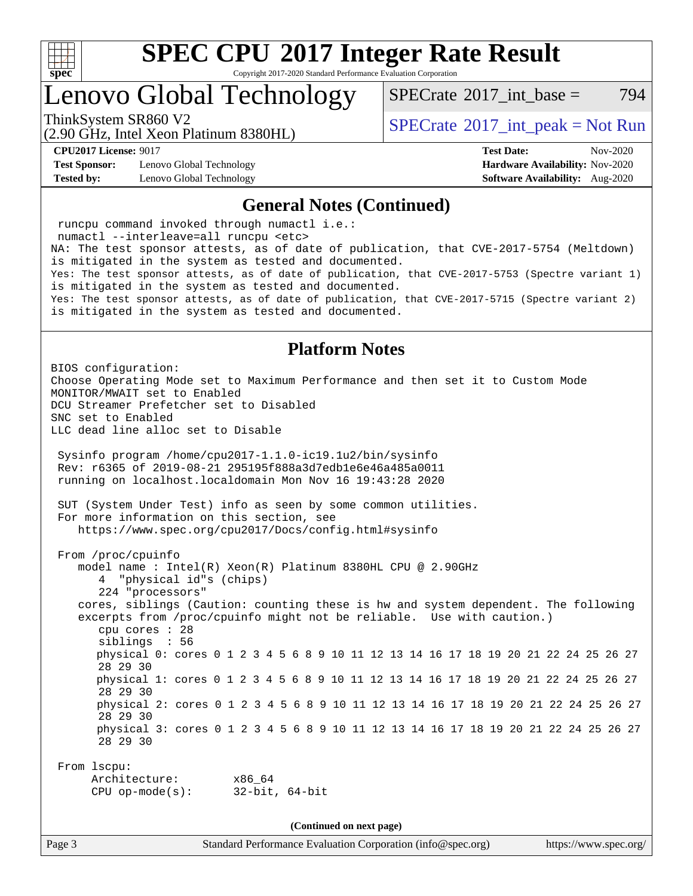# SPEC CPU 2017 Integer Rate Result

Copyright 2017-2020 Standard Performance Evaluation Corporation

## Lenovo Global Technology

ThinkSystem SR860 V2
(2.90 GHz, Intel Xeon Platinum 8380HL)

SPECrate 2017_int_base = 794

SPECrate 2017_int_peak = Not Run

**CPU2017 License:** 9017
**Test Sponsor:** Lenovo Global Technology
**Tested by:** Lenovo Global Technology

**Test Date:** Nov-2020
**Hardware Availability:** Nov-2020
**Software Availability:** Aug-2020

## General Notes (Continued)

```
 runcpu command invoked through numactl i.e.:
 numactl --interleave=all runcpu <etc>
NA: The test sponsor attests, as of date of publication, that CVE-2017-5754 (Meltdown)
is mitigated in the system as tested and documented.
Yes: The test sponsor attests, as of date of publication, that CVE-2017-5753 (Spectre variant 1)
is mitigated in the system as tested and documented.
Yes: The test sponsor attests, as of date of publication, that CVE-2017-5715 (Spectre variant 2)
is mitigated in the system as tested and documented.
```

## Platform Notes

```
BIOS configuration:
Choose Operating Mode set to Maximum Performance and then set it to Custom Mode
MONITOR/MWAIT set to Enabled
DCU Streamer Prefetcher set to Disabled
SNC set to Enabled
LLC dead line alloc set to Disable

 Sysinfo program /home/cpu2017-1.1.0-ic19.1u2/bin/sysinfo
 Rev: r6365 of 2019-08-21 295195f888a3d7edb1e6e46a485a0011
 running on localhost.localdomain Mon Nov 16 19:43:28 2020

 SUT (System Under Test) info as seen by some common utilities.
 For more information on this section, see
    https://www.spec.org/cpu2017/Docs/config.html#sysinfo

 From /proc/cpuinfo
    model name : Intel(R) Xeon(R) Platinum 8380HL CPU @ 2.90GHz
       4  "physical id"s (chips)
       224 "processors"
    cores, siblings (Caution: counting these is hw and system dependent. The following
    excerpts from /proc/cpuinfo might not be reliable.  Use with caution.)
       cpu cores : 28
       siblings  : 56
       physical 0: cores 0 1 2 3 4 5 6 8 9 10 11 12 13 14 16 17 18 19 20 21 22 24 25 26 27
       28 29 30
       physical 1: cores 0 1 2 3 4 5 6 8 9 10 11 12 13 14 16 17 18 19 20 21 22 24 25 26 27
       28 29 30
       physical 2: cores 0 1 2 3 4 5 6 8 9 10 11 12 13 14 16 17 18 19 20 21 22 24 25 26 27
       28 29 30
       physical 3: cores 0 1 2 3 4 5 6 8 9 10 11 12 13 14 16 17 18 19 20 21 22 24 25 26 27
       28 29 30

 From lscpu:
      Architecture:        x86_64
      CPU op-mode(s):      32-bit, 64-bit
```

(Continued on next page)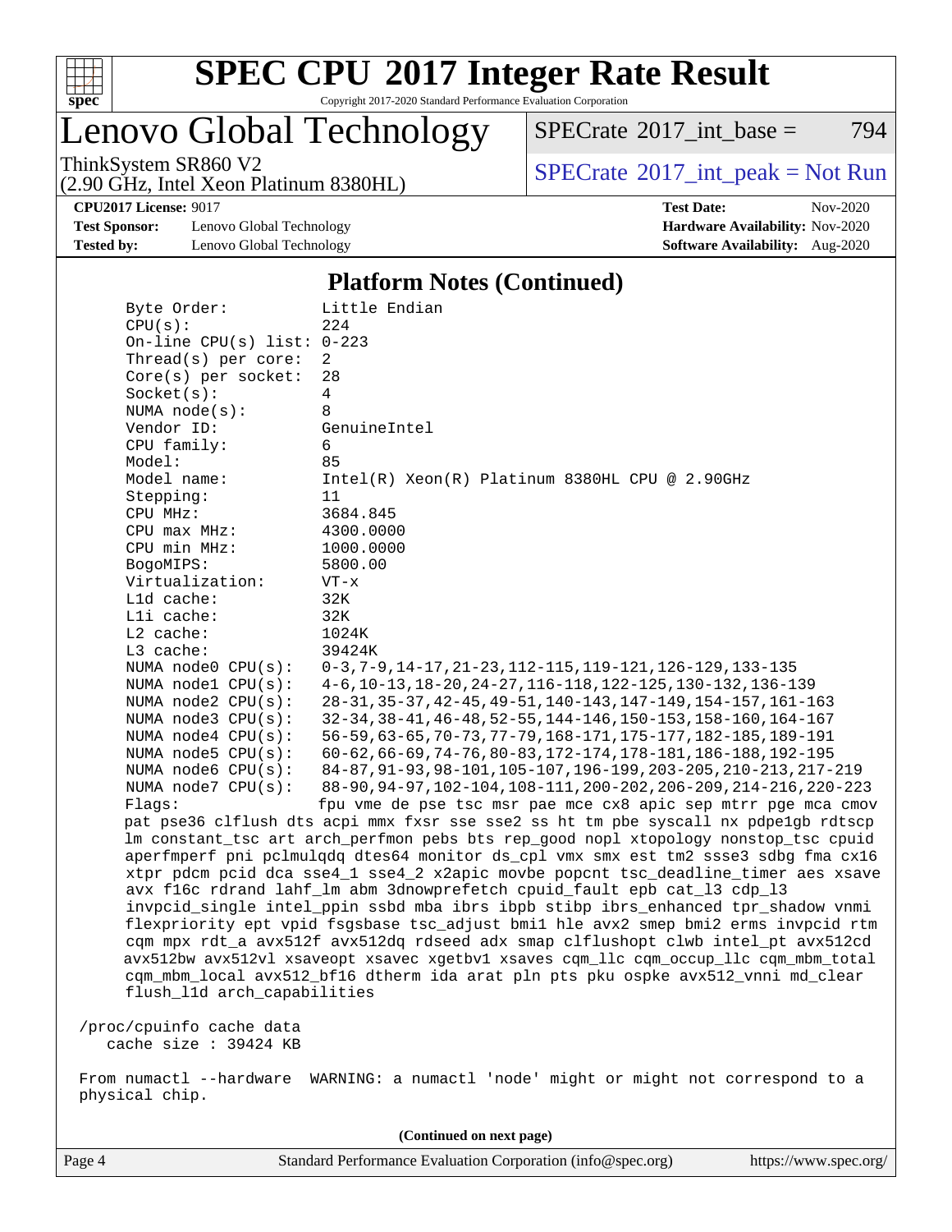# SPEC CPU 2017 Integer Rate Result

Copyright 2017-2020 Standard Performance Evaluation Corporation

## Lenovo Global Technology

ThinkSystem SR860 V2
(2.90 GHz, Intel Xeon Platinum 8380HL)

SPECrate 2017_int_base = 794

SPECrate 2017_int_peak = Not Run

**CPU2017 License:** 9017
**Test Sponsor:** Lenovo Global Technology
**Tested by:** Lenovo Global Technology

**Test Date:** Nov-2020
**Hardware Availability:** Nov-2020
**Software Availability:** Aug-2020

### Platform Notes (Continued)

```
    Byte Order:            Little Endian
    CPU(s):                224
    On-line CPU(s) list: 0-223
    Thread(s) per core:  2
    Core(s) per socket:  28
    Socket(s):             4
    NUMA node(s):          8
    Vendor ID:             GenuineIntel
    CPU family:            6
    Model:                 85
    Model name:            Intel(R) Xeon(R) Platinum 8380HL CPU @ 2.90GHz
    Stepping:              11
    CPU MHz:               3684.845
    CPU max MHz:           4300.0000
    CPU min MHz:           1000.0000
    BogoMIPS:              5800.00
    Virtualization:        VT-x
    L1d cache:             32K
    L1i cache:             32K
    L2 cache:              1024K
    L3 cache:              39424K
    NUMA node0 CPU(s):     0-3,7-9,14-17,21-23,112-115,119-121,126-129,133-135
    NUMA node1 CPU(s):     4-6,10-13,18-20,24-27,116-118,122-125,130-132,136-139
    NUMA node2 CPU(s):     28-31,35-37,42-45,49-51,140-143,147-149,154-157,161-163
    NUMA node3 CPU(s):     32-34,38-41,46-48,52-55,144-146,150-153,158-160,164-167
    NUMA node4 CPU(s):     56-59,63-65,70-73,77-79,168-171,175-177,182-185,189-191
    NUMA node5 CPU(s):     60-62,66-69,74-76,80-83,172-174,178-181,186-188,192-195
    NUMA node6 CPU(s):     84-87,91-93,98-101,105-107,196-199,203-205,210-213,217-219
    NUMA node7 CPU(s):     88-90,94-97,102-104,108-111,200-202,206-209,214-216,220-223
    Flags:                 fpu vme de pse tsc msr pae mce cx8 apic sep mtrr pge mca cmov
    pat pse36 clflush dts acpi mmx fxsr sse sse2 ss ht tm pbe syscall nx pdpe1gb rdtscp
    lm constant_tsc art arch_perfmon pebs bts rep_good nopl xtopology nonstop_tsc cpuid
    aperfmperf pni pclmulqdq dtes64 monitor ds_cpl vmx smx est tm2 ssse3 sdbg fma cx16
    xtpr pdcm pcid dca sse4_1 sse4_2 x2apic movbe popcnt tsc_deadline_timer aes xsave
    avx f16c rdrand lahf_lm abm 3dnowprefetch cpuid_fault epb cat_l3 cdp_l3
    invpcid_single intel_ppin ssbd mba ibrs ibpb stibp ibrs_enhanced tpr_shadow vnmi
    flexpriority ept vpid fsgsbase tsc_adjust bmi1 hle avx2 smep bmi2 erms invpcid rtm
    cqm mpx rdt_a avx512f avx512dq rdseed adx smap clflushopt clwb intel_pt avx512cd
    avx512bw avx512vl xsaveopt xsavec xgetbv1 xsaves cqm_llc cqm_occup_llc cqm_mbm_total
    cqm_mbm_local avx512_bf16 dtherm ida arat pln pts pku ospke avx512_vnni md_clear
    flush_l1d arch_capabilities

 /proc/cpuinfo cache data
    cache size : 39424 KB

 From numactl --hardware  WARNING: a numactl 'node' might or might not correspond to a
 physical chip.
```

(Continued on next page)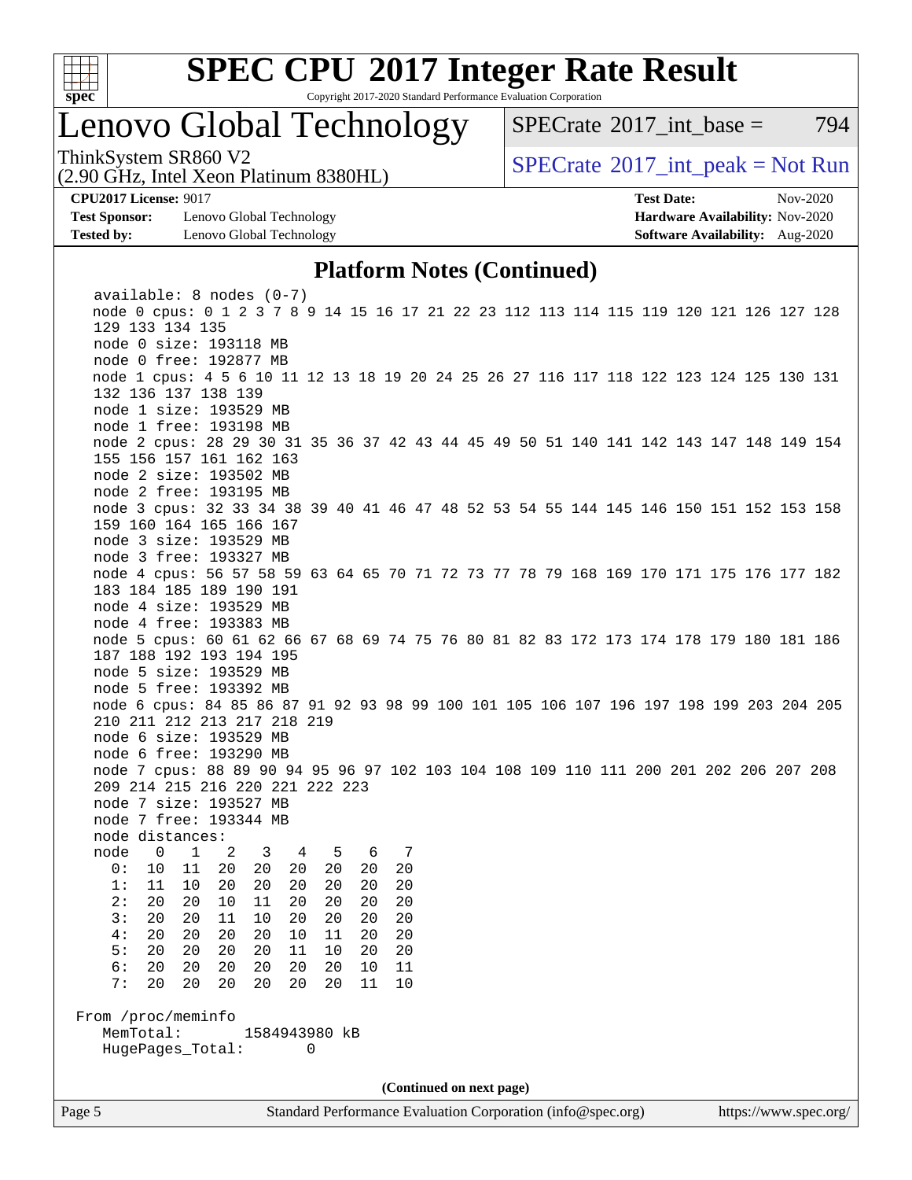## Platform Notes (Continued)

```
  available: 8 nodes (0-7)
  node 0 cpus: 0 1 2 3 7 8 9 14 15 16 17 21 22 23 112 113 114 115 119 120 121 126 127 128
  129 133 134 135
  node 0 size: 193118 MB
  node 0 free: 192877 MB
  node 1 cpus: 4 5 6 10 11 12 13 18 19 20 24 25 26 27 116 117 118 122 123 124 125 130 131
  132 136 137 138 139
  node 1 size: 193529 MB
  node 1 free: 193198 MB
  node 2 cpus: 28 29 30 31 35 36 37 42 43 44 45 49 50 51 140 141 142 143 147 148 149 154
  155 156 157 161 162 163
  node 2 size: 193502 MB
  node 2 free: 193195 MB
  node 3 cpus: 32 33 34 38 39 40 41 46 47 48 52 53 54 55 144 145 146 150 151 152 153 158
  159 160 164 165 166 167
  node 3 size: 193529 MB
  node 3 free: 193327 MB
  node 4 cpus: 56 57 58 59 63 64 65 70 71 72 73 77 78 79 168 169 170 171 175 176 177 182
  183 184 185 189 190 191
  node 4 size: 193529 MB
  node 4 free: 193383 MB
  node 5 cpus: 60 61 62 66 67 68 69 74 75 76 80 81 82 83 172 173 174 178 179 180 181 186
  187 188 192 193 194 195
  node 5 size: 193529 MB
  node 5 free: 193392 MB
  node 6 cpus: 84 85 86 87 91 92 93 98 99 100 101 105 106 107 196 197 198 199 203 204 205
  210 211 212 213 217 218 219
  node 6 size: 193529 MB
  node 6 free: 193290 MB
  node 7 cpus: 88 89 90 94 95 96 97 102 103 104 108 109 110 111 200 201 202 206 207 208
  209 214 215 216 220 221 222 223
  node 7 size: 193527 MB
  node 7 free: 193344 MB
  node distances:
  node   0   1   2   3   4   5   6   7
    0:  10  11  20  20  20  20  20  20
    1:  11  10  20  20  20  20  20  20
    2:  20  20  10  11  20  20  20  20
    3:  20  20  11  10  20  20  20  20
    4:  20  20  20  20  10  11  20  20
    5:  20  20  20  20  11  10  20  20
    6:  20  20  20  20  20  20  10  11
    7:  20  20  20  20  20  20  11  10

From /proc/meminfo
   MemTotal:       1584943980 kB
   HugePages_Total:        0
```

(Continued on next page)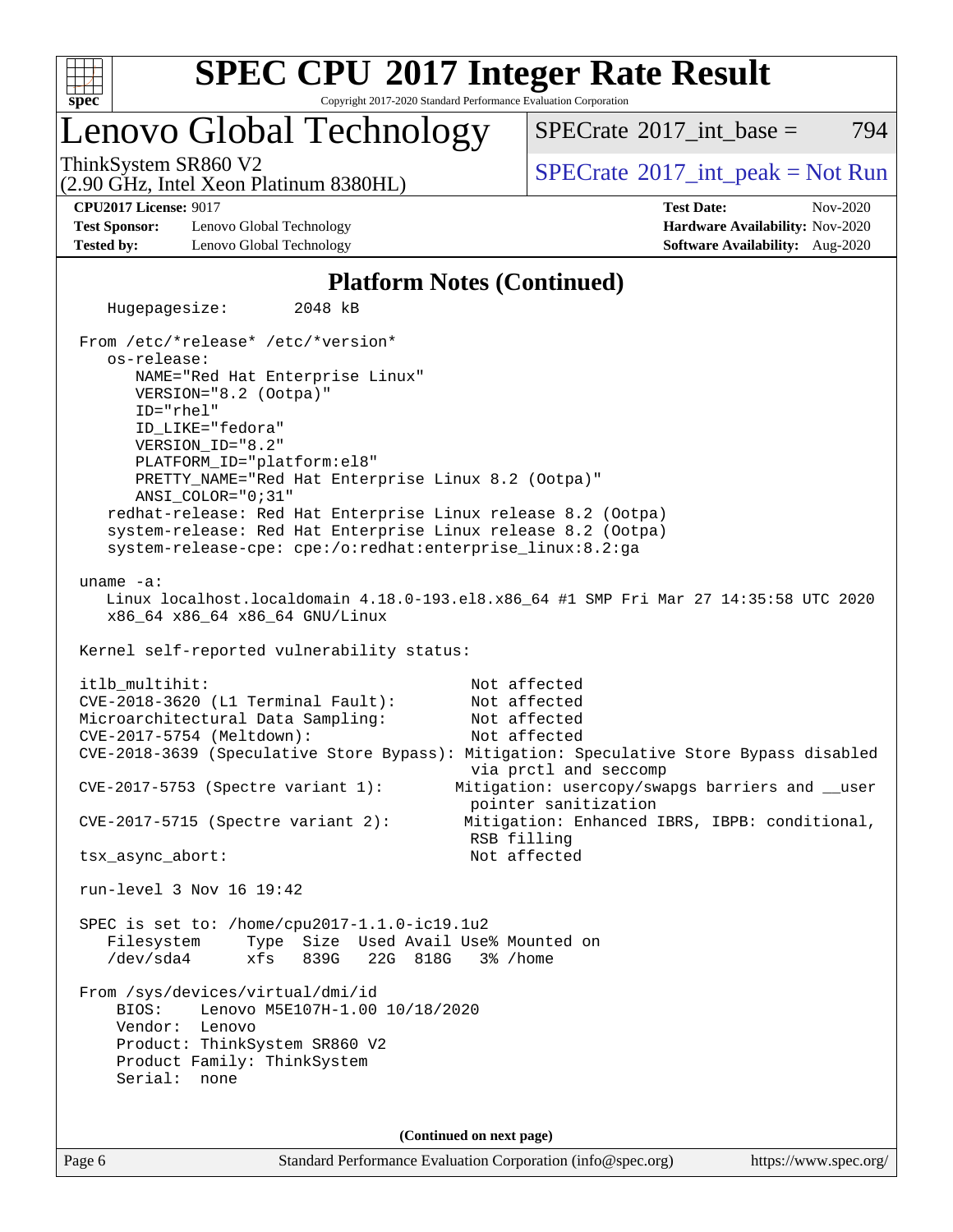# SPEC CPU 2017 Integer Rate Result

Copyright 2017-2020 Standard Performance Evaluation Corporation

## Lenovo Global Technology

ThinkSystem SR860 V2
(2.90 GHz, Intel Xeon Platinum 8380HL)

SPECrate 2017_int_base = 794

SPECrate 2017_int_peak = Not Run

**CPU2017 License:** 9017
**Test Sponsor:** Lenovo Global Technology
**Tested by:** Lenovo Global Technology

**Test Date:** Nov-2020
**Hardware Availability:** Nov-2020
**Software Availability:** Aug-2020

### Platform Notes (Continued)

```
    Hugepagesize:        2048 kB

 From /etc/*release* /etc/*version*
    os-release:
       NAME="Red Hat Enterprise Linux"
       VERSION="8.2 (Ootpa)"
       ID="rhel"
       ID_LIKE="fedora"
       VERSION_ID="8.2"
       PLATFORM_ID="platform:el8"
       PRETTY_NAME="Red Hat Enterprise Linux 8.2 (Ootpa)"
       ANSI_COLOR="0;31"
    redhat-release: Red Hat Enterprise Linux release 8.2 (Ootpa)
    system-release: Red Hat Enterprise Linux release 8.2 (Ootpa)
    system-release-cpe: cpe:/o:redhat:enterprise_linux:8.2:ga

 uname -a:
    Linux localhost.localdomain 4.18.0-193.el8.x86_64 #1 SMP Fri Mar 27 14:35:58 UTC 2020
    x86_64 x86_64 x86_64 GNU/Linux

 Kernel self-reported vulnerability status:

 itlb_multihit:                                   Not affected
 CVE-2018-3620 (L1 Terminal Fault):               Not affected
 Microarchitectural Data Sampling:                Not affected
 CVE-2017-5754 (Meltdown):                        Not affected
 CVE-2018-3639 (Speculative Store Bypass): Mitigation: Speculative Store Bypass disabled
                                                  via prctl and seccomp
 CVE-2017-5753 (Spectre variant 1):              Mitigation: usercopy/swapgs barriers and __user
                                                  pointer sanitization
 CVE-2017-5715 (Spectre variant 2):               Mitigation: Enhanced IBRS, IBPB: conditional,
                                                  RSB filling
 tsx_async_abort:                                 Not affected

 run-level 3 Nov 16 19:42

 SPEC is set to: /home/cpu2017-1.1.0-ic19.1u2
    Filesystem     Type  Size  Used Avail Use% Mounted on
    /dev/sda4      xfs   839G   22G  818G   3% /home

 From /sys/devices/virtual/dmi/id
     BIOS:    Lenovo M5E107H-1.00 10/18/2020
     Vendor:  Lenovo
     Product: ThinkSystem SR860 V2
     Product Family: ThinkSystem
     Serial:  none
```

(Continued on next page)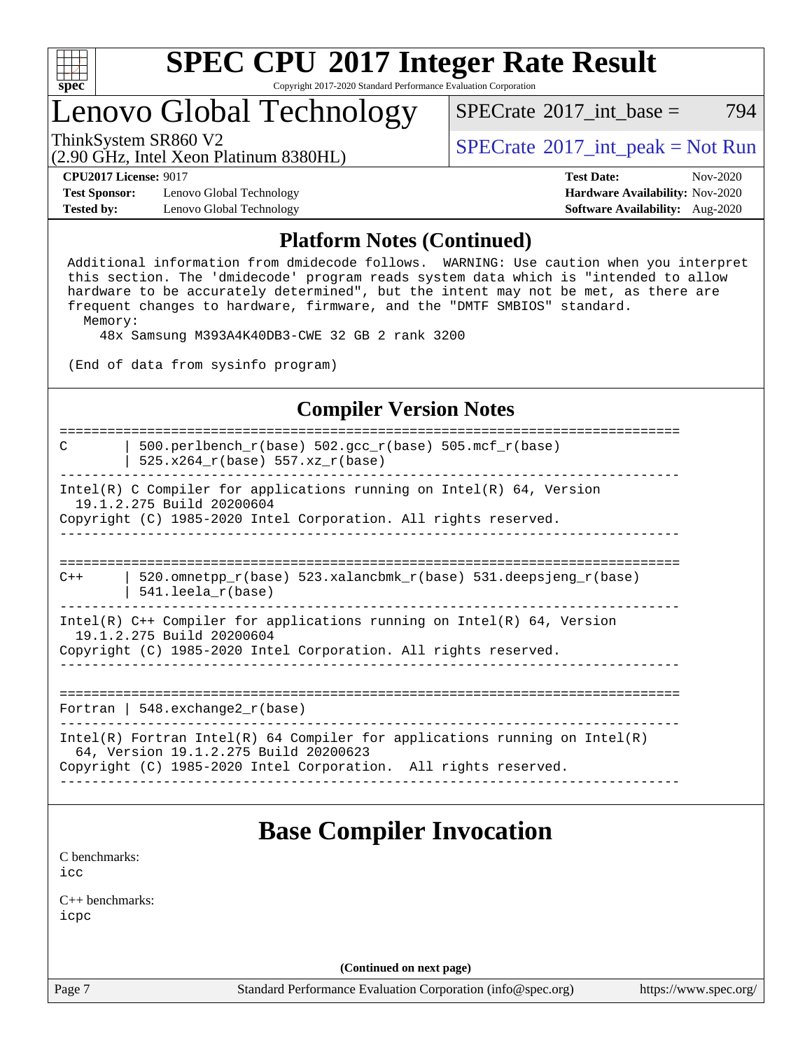# SPEC CPU 2017 Integer Rate Result

Copyright 2017-2020 Standard Performance Evaluation Corporation

## Lenovo Global Technology

ThinkSystem SR860 V2
(2.90 GHz, Intel Xeon Platinum 8380HL)

SPECrate 2017_int_base = 794

SPECrate 2017_int_peak = Not Run

**CPU2017 License:** 9017
**Test Sponsor:** Lenovo Global Technology
**Tested by:** Lenovo Global Technology
**Test Date:** Nov-2020
**Hardware Availability:** Nov-2020
**Software Availability:** Aug-2020

### Platform Notes (Continued)

```
Additional information from dmidecode follows.  WARNING: Use caution when you interpret
this section. The 'dmidecode' program reads system data which is "intended to allow
hardware to be accurately determined", but the intent may not be met, as there are
frequent changes to hardware, firmware, and the "DMTF SMBIOS" standard.
  Memory:
    48x Samsung M393A4K40DB3-CWE 32 GB 2 rank 3200

(End of data from sysinfo program)
```

### Compiler Version Notes

```
==============================================================================
C       | 500.perlbench_r(base) 502.gcc_r(base) 505.mcf_r(base)
        | 525.x264_r(base) 557.xz_r(base)
------------------------------------------------------------------------------
Intel(R) C Compiler for applications running on Intel(R) 64, Version
  19.1.2.275 Build 20200604
Copyright (C) 1985-2020 Intel Corporation. All rights reserved.
------------------------------------------------------------------------------

==============================================================================
C++     | 520.omnetpp_r(base) 523.xalancbmk_r(base) 531.deepsjeng_r(base)
        | 541.leela_r(base)
------------------------------------------------------------------------------
Intel(R) C++ Compiler for applications running on Intel(R) 64, Version
  19.1.2.275 Build 20200604
Copyright (C) 1985-2020 Intel Corporation. All rights reserved.
------------------------------------------------------------------------------

==============================================================================
Fortran | 548.exchange2_r(base)
------------------------------------------------------------------------------
Intel(R) Fortran Intel(R) 64 Compiler for applications running on Intel(R)
  64, Version 19.1.2.275 Build 20200623
Copyright (C) 1985-2020 Intel Corporation.  All rights reserved.
------------------------------------------------------------------------------
```

## Base Compiler Invocation

C benchmarks:
icc

C++ benchmarks:
icpc

(Continued on next page)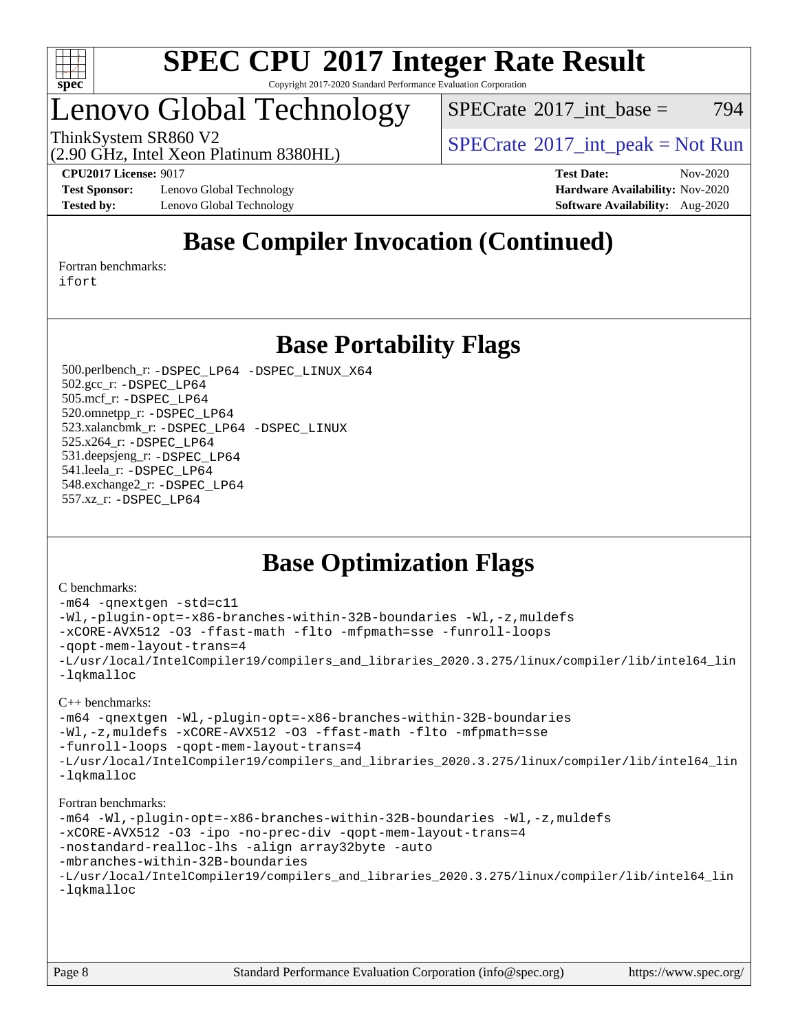# SPEC CPU 2017 Integer Rate Result

Copyright 2017-2020 Standard Performance Evaluation Corporation

# Lenovo Global Technology

ThinkSystem SR860 V2
(2.90 GHz, Intel Xeon Platinum 8380HL)

SPECrate 2017_int_base = 794

SPECrate 2017_int_peak = Not Run

**CPU2017 License:** 9017
**Test Sponsor:** Lenovo Global Technology
**Tested by:** Lenovo Global Technology

**Test Date:** Nov-2020
**Hardware Availability:** Nov-2020
**Software Availability:** Aug-2020

## Base Compiler Invocation (Continued)

Fortran benchmarks:
```
ifort
```

## Base Portability Flags

500.perlbench_r: `-DSPEC_LP64 -DSPEC_LINUX_X64`
502.gcc_r: `-DSPEC_LP64`
505.mcf_r: `-DSPEC_LP64`
520.omnetpp_r: `-DSPEC_LP64`
523.xalancbmk_r: `-DSPEC_LP64 -DSPEC_LINUX`
525.x264_r: `-DSPEC_LP64`
531.deepsjeng_r: `-DSPEC_LP64`
541.leela_r: `-DSPEC_LP64`
548.exchange2_r: `-DSPEC_LP64`
557.xz_r: `-DSPEC_LP64`

## Base Optimization Flags

C benchmarks:
```
-m64 -qnextgen -std=c11
-Wl,-plugin-opt=-x86-branches-within-32B-boundaries -Wl,-z,muldefs
-xCORE-AVX512 -O3 -ffast-math -flto -mfpmath=sse -funroll-loops
-qopt-mem-layout-trans=4
-L/usr/local/IntelCompiler19/compilers_and_libraries_2020.3.275/linux/compiler/lib/intel64_lin
-lqkmalloc
```

C++ benchmarks:
```
-m64 -qnextgen -Wl,-plugin-opt=-x86-branches-within-32B-boundaries
-Wl,-z,muldefs -xCORE-AVX512 -O3 -ffast-math -flto -mfpmath=sse
-funroll-loops -qopt-mem-layout-trans=4
-L/usr/local/IntelCompiler19/compilers_and_libraries_2020.3.275/linux/compiler/lib/intel64_lin
-lqkmalloc
```

Fortran benchmarks:
```
-m64 -Wl,-plugin-opt=-x86-branches-within-32B-boundaries -Wl,-z,muldefs
-xCORE-AVX512 -O3 -ipo -no-prec-div -qopt-mem-layout-trans=4
-nostandard-realloc-lhs -align array32byte -auto
-mbranches-within-32B-boundaries
-L/usr/local/IntelCompiler19/compilers_and_libraries_2020.3.275/linux/compiler/lib/intel64_lin
-lqkmalloc
```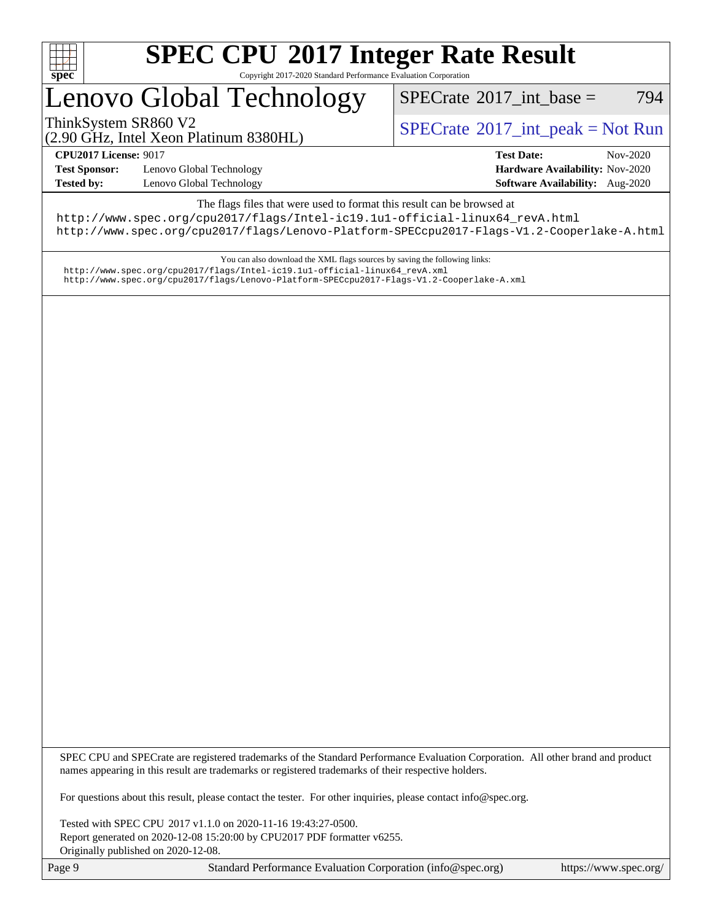The flags files that were used to format this result can be browsed at

http://www.spec.org/cpu2017/flags/Intel-ic19.1u1-official-linux64_revA.html
http://www.spec.org/cpu2017/flags/Lenovo-Platform-SPECcpu2017-Flags-V1.2-Cooperlake-A.html

You can also download the XML flags sources by saving the following links:

http://www.spec.org/cpu2017/flags/Intel-ic19.1u1-official-linux64_revA.xml
http://www.spec.org/cpu2017/flags/Lenovo-Platform-SPECcpu2017-Flags-V1.2-Cooperlake-A.xml

SPEC CPU and SPECrate are registered trademarks of the Standard Performance Evaluation Corporation. All other brand and product names appearing in this result are trademarks or registered trademarks of their respective holders.

For questions about this result, please contact the tester. For other inquiries, please contact info@spec.org.

Tested with SPEC CPU 2017 v1.1.0 on 2020-11-16 19:43:27-0500.
Report generated on 2020-12-08 15:20:00 by CPU2017 PDF formatter v6255.
Originally published on 2020-12-08.